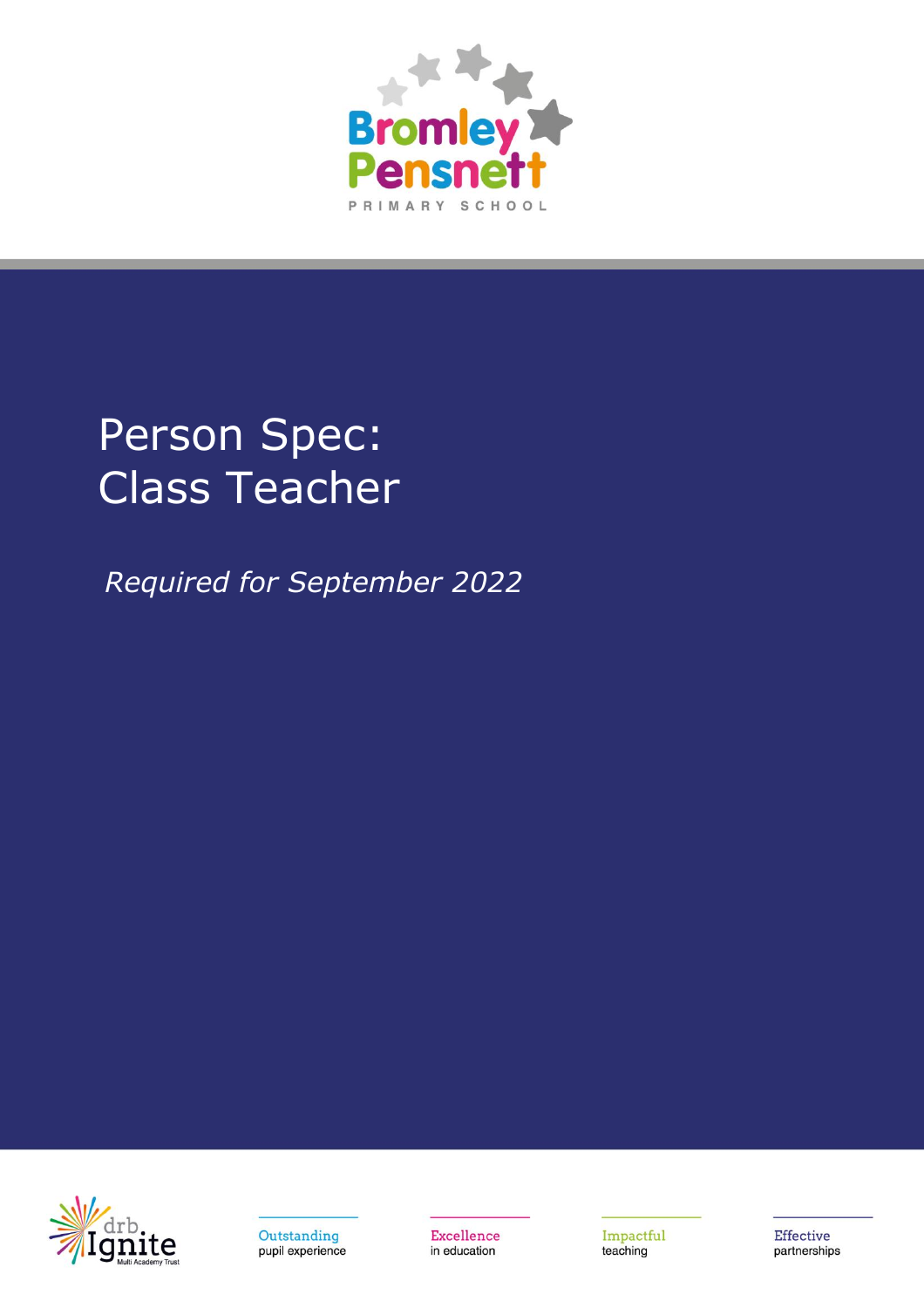Bromley Pensnett

PRIMARY SCHOOL

# Person Spec: Class Teacher

*Required for September 2022*

drb Ignite Multi Academy Trust

Outstanding pupil experience

Excellence in education

Impactful teaching

Effective partnerships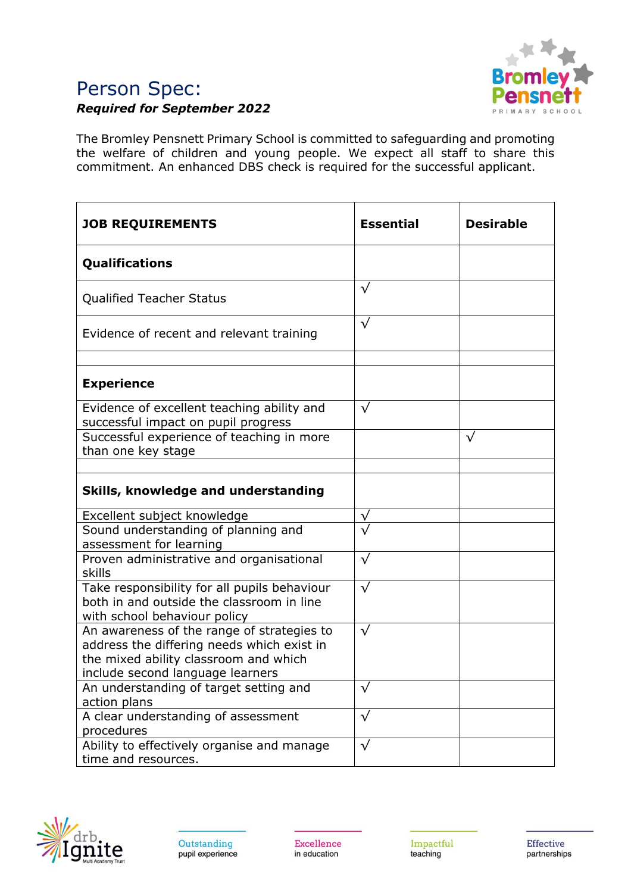# Person Spec:

***Required for September 2022***

The Bromley Pensnett Primary School is committed to safeguarding and promoting the welfare of children and young people. We expect all staff to share this commitment. An enhanced DBS check is required for the successful applicant.

| JOB REQUIREMENTS | Essential | Desirable |
|---|---|---|
| **Qualifications** | | |
| Qualified Teacher Status | √ | |
| Evidence of recent and relevant training | √ | |
| | | |
| **Experience** | | |
| Evidence of excellent teaching ability and successful impact on pupil progress | √ | |
| Successful experience of teaching in more than one key stage | | √ |
| | | |
| **Skills, knowledge and understanding** | | |
| Excellent subject knowledge | √ | |
| Sound understanding of planning and assessment for learning | √ | |
| Proven administrative and organisational skills | √ | |
| Take responsibility for all pupils behaviour both in and outside the classroom in line with school behaviour policy | √ | |
| An awareness of the range of strategies to address the differing needs which exist in the mixed ability classroom and which include second language learners | √ | |
| An understanding of target setting and action plans | √ | |
| A clear understanding of assessment procedures | √ | |
| Ability to effectively organise and manage time and resources. | √ | |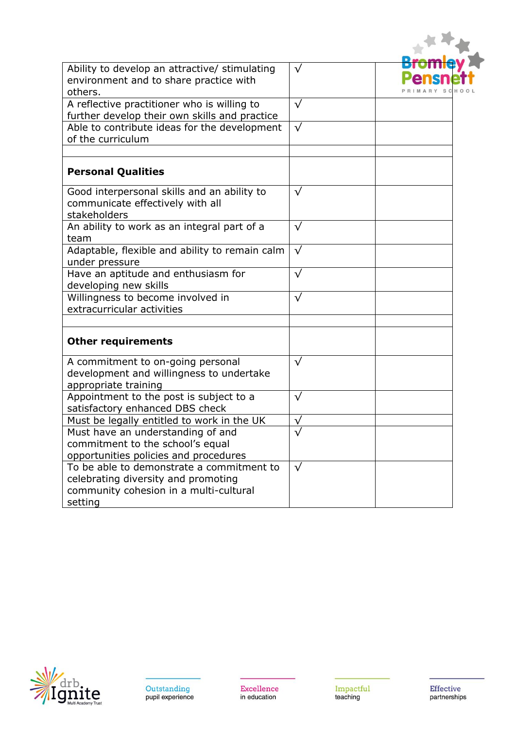| | | |
|---|---|---|
| Ability to develop an attractive/ stimulating environment and to share practice with others. | √ | |
| A reflective practitioner who is willing to further develop their own skills and practice | √ | |
| Able to contribute ideas for the development of the curriculum | √ | |
| | | |
| **Personal Qualities** | | |
| Good interpersonal skills and an ability to communicate effectively with all stakeholders | √ | |
| An ability to work as an integral part of a team | √ | |
| Adaptable, flexible and ability to remain calm under pressure | √ | |
| Have an aptitude and enthusiasm for developing new skills | √ | |
| Willingness to become involved in extracurricular activities | √ | |
| | | |
| **Other requirements** | | |
| A commitment to on-going personal development and willingness to undertake appropriate training | √ | |
| Appointment to the post is subject to a satisfactory enhanced DBS check | √ | |
| Must be legally entitled to work in the UK | √ | |
| Must have an understanding of and commitment to the school's equal opportunities policies and procedures | √ | |
| To be able to demonstrate a commitment to celebrating diversity and promoting community cohesion in a multi-cultural setting | √ | |